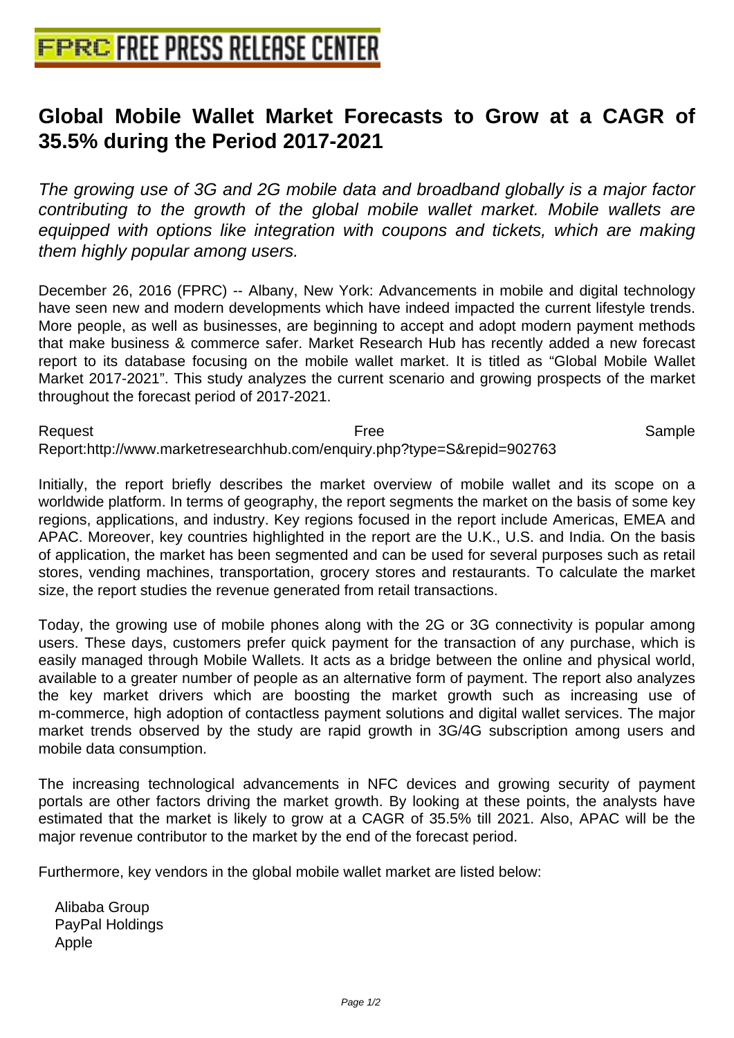# Global Mobile Wallet Market Forecasts to Grow at a CAGR of 35.5% during the Period 2017-2021

*The growing use of 3G and 2G mobile data and broadband globally is a major factor contributing to the growth of the global mobile wallet market. Mobile wallets are equipped with options like integration with coupons and tickets, which are making them highly popular among users.*

December 26, 2016 (FPRC) -- Albany, New York: Advancements in mobile and digital technology have seen new and modern developments which have indeed impacted the current lifestyle trends. More people, as well as businesses, are beginning to accept and adopt modern payment methods that make business & commerce safer. Market Research Hub has recently added a new forecast report to its database focusing on the mobile wallet market. It is titled as "Global Mobile Wallet Market 2017-2021". This study analyzes the current scenario and growing prospects of the market throughout the forecast period of 2017-2021.

Request Free Sample Report:http://www.marketresearchhub.com/enquiry.php?type=S&repid=902763

Initially, the report briefly describes the market overview of mobile wallet and its scope on a worldwide platform. In terms of geography, the report segments the market on the basis of some key regions, applications, and industry. Key regions focused in the report include Americas, EMEA and APAC. Moreover, key countries highlighted in the report are the U.K., U.S. and India. On the basis of application, the market has been segmented and can be used for several purposes such as retail stores, vending machines, transportation, grocery stores and restaurants. To calculate the market size, the report studies the revenue generated from retail transactions.

Today, the growing use of mobile phones along with the 2G or 3G connectivity is popular among users. These days, customers prefer quick payment for the transaction of any purchase, which is easily managed through Mobile Wallets. It acts as a bridge between the online and physical world, available to a greater number of people as an alternative form of payment. The report also analyzes the key market drivers which are boosting the market growth such as increasing use of m-commerce, high adoption of contactless payment solutions and digital wallet services. The major market trends observed by the study are rapid growth in 3G/4G subscription among users and mobile data consumption.

The increasing technological advancements in NFC devices and growing security of payment portals are other factors driving the market growth. By looking at these points, the analysts have estimated that the market is likely to grow at a CAGR of 35.5% till 2021. Also, APAC will be the major revenue contributor to the market by the end of the forecast period.

Furthermore, key vendors in the global mobile wallet market are listed below:

- Alibaba Group
- PayPal Holdings
- Apple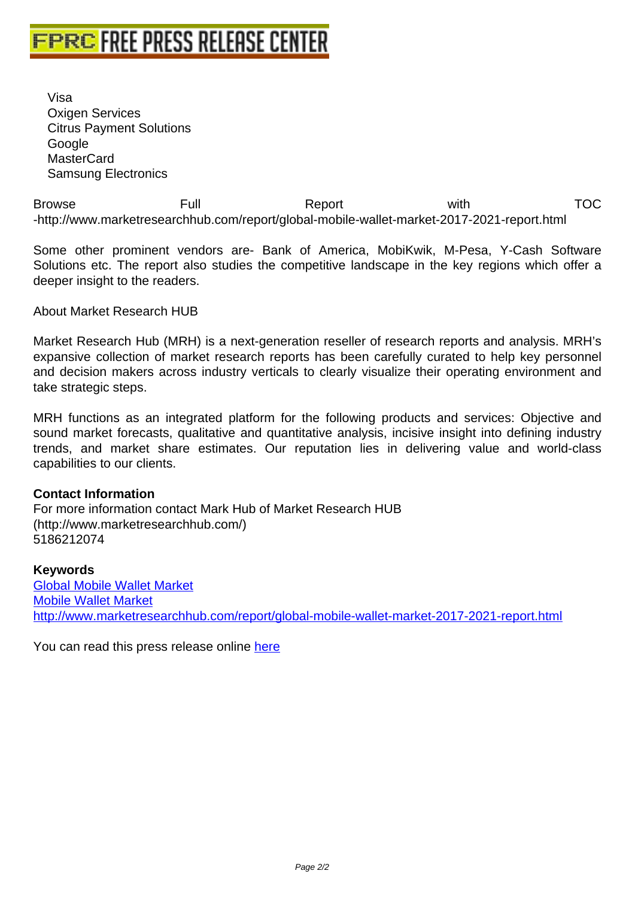- Visa
- Oxigen Services
- Citrus Payment Solutions
- Google
- MasterCard
- Samsung Electronics

Browse Full Report with TOC -http://www.marketresearchhub.com/report/global-mobile-wallet-market-2017-2021-report.html

Some other prominent vendors are- Bank of America, MobiKwik, M-Pesa, Y-Cash Software Solutions etc. The report also studies the competitive landscape in the key regions which offer a deeper insight to the readers.

About Market Research HUB

Market Research Hub (MRH) is a next-generation reseller of research reports and analysis. MRH's expansive collection of market research reports has been carefully curated to help key personnel and decision makers across industry verticals to clearly visualize their operating environment and take strategic steps.

MRH functions as an integrated platform for the following products and services: Objective and sound market forecasts, qualitative and quantitative analysis, incisive insight into defining industry trends, and market share estimates. Our reputation lies in delivering value and world-class capabilities to our clients.

**Contact Information**
For more information contact Mark Hub of Market Research HUB (http://www.marketresearchhub.com/)
5186212074

**Keywords**
Global Mobile Wallet Market
Mobile Wallet Market
http://www.marketresearchhub.com/report/global-mobile-wallet-market-2017-2021-report.html

You can read this press release online here